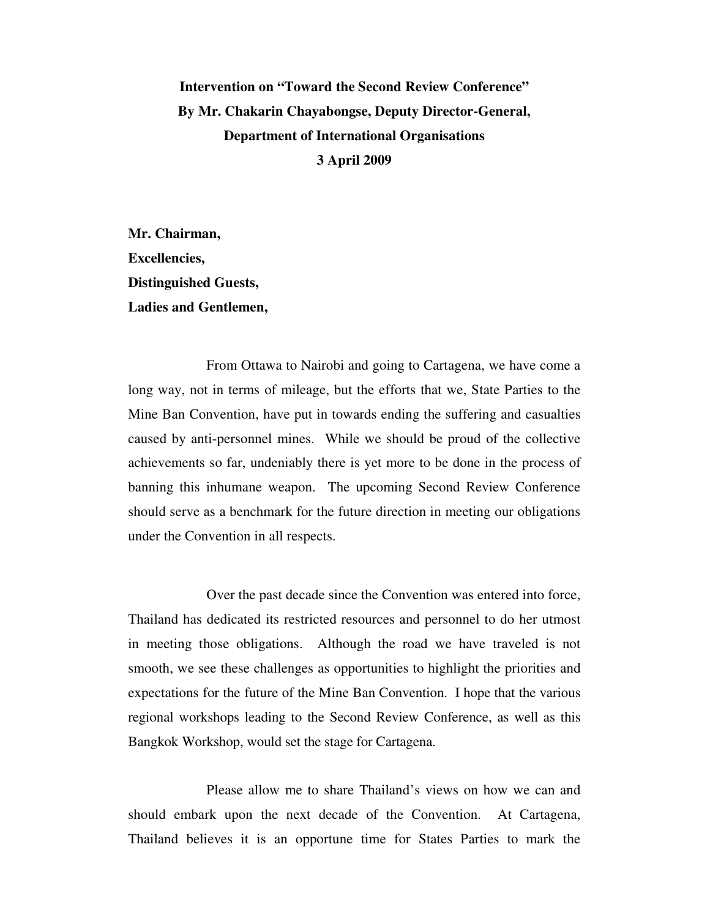**Intervention on “Toward the Second Review Conference”**
**By Mr. Chakarin Chayabongse, Deputy Director-General,**
**Department of International Organisations**
**3 April 2009**

**Mr. Chairman,**
**Excellencies,**
**Distinguished Guests,**
**Ladies and Gentlemen,**

From Ottawa to Nairobi and going to Cartagena, we have come a long way, not in terms of mileage, but the efforts that we, State Parties to the Mine Ban Convention, have put in towards ending the suffering and casualties caused by anti-personnel mines. While we should be proud of the collective achievements so far, undeniably there is yet more to be done in the process of banning this inhumane weapon. The upcoming Second Review Conference should serve as a benchmark for the future direction in meeting our obligations under the Convention in all respects.

Over the past decade since the Convention was entered into force, Thailand has dedicated its restricted resources and personnel to do her utmost in meeting those obligations. Although the road we have traveled is not smooth, we see these challenges as opportunities to highlight the priorities and expectations for the future of the Mine Ban Convention. I hope that the various regional workshops leading to the Second Review Conference, as well as this Bangkok Workshop, would set the stage for Cartagena.

Please allow me to share Thailand’s views on how we can and should embark upon the next decade of the Convention. At Cartagena, Thailand believes it is an opportune time for States Parties to mark the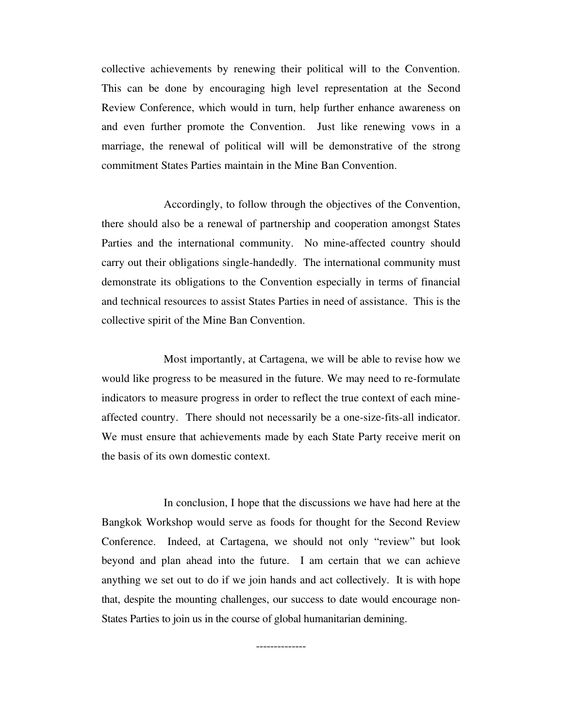collective achievements by renewing their political will to the Convention. This can be done by encouraging high level representation at the Second Review Conference, which would in turn, help further enhance awareness on and even further promote the Convention. Just like renewing vows in a marriage, the renewal of political will will be demonstrative of the strong commitment States Parties maintain in the Mine Ban Convention.

Accordingly, to follow through the objectives of the Convention, there should also be a renewal of partnership and cooperation amongst States Parties and the international community. No mine-affected country should carry out their obligations single-handedly. The international community must demonstrate its obligations to the Convention especially in terms of financial and technical resources to assist States Parties in need of assistance. This is the collective spirit of the Mine Ban Convention.

Most importantly, at Cartagena, we will be able to revise how we would like progress to be measured in the future. We may need to re-formulate indicators to measure progress in order to reflect the true context of each mine-affected country. There should not necessarily be a one-size-fits-all indicator. We must ensure that achievements made by each State Party receive merit on the basis of its own domestic context.

In conclusion, I hope that the discussions we have had here at the Bangkok Workshop would serve as foods for thought for the Second Review Conference. Indeed, at Cartagena, we should not only "review" but look beyond and plan ahead into the future. I am certain that we can achieve anything we set out to do if we join hands and act collectively. It is with hope that, despite the mounting challenges, our success to date would encourage non-States Parties to join us in the course of global humanitarian demining.

--------------